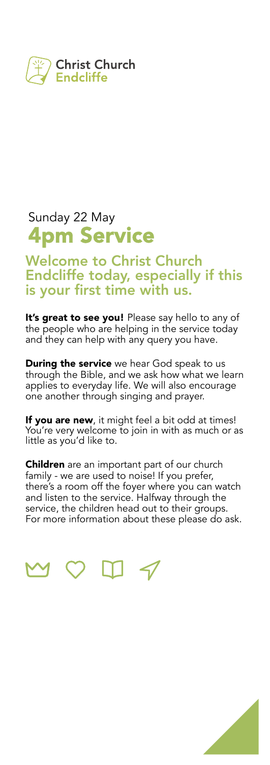Christ Church
Endcliffe

Sunday 22 May

# 4pm Service

## Welcome to Christ Church Endcliffe today, especially if this is your first time with us.

**It's great to see you!** Please say hello to any of the people who are helping in the service today and they can help with any query you have.

**During the service** we hear God speak to us through the Bible, and we ask how what we learn applies to everyday life. We will also encourage one another through singing and prayer.

**If you are new**, it might feel a bit odd at times! You're very welcome to join in with as much or as little as you'd like to.

**Children** are an important part of our church family - we are used to noise! If you prefer, there's a room off the foyer where you can watch and listen to the service. Halfway through the service, the children head out to their groups. For more information about these please do ask.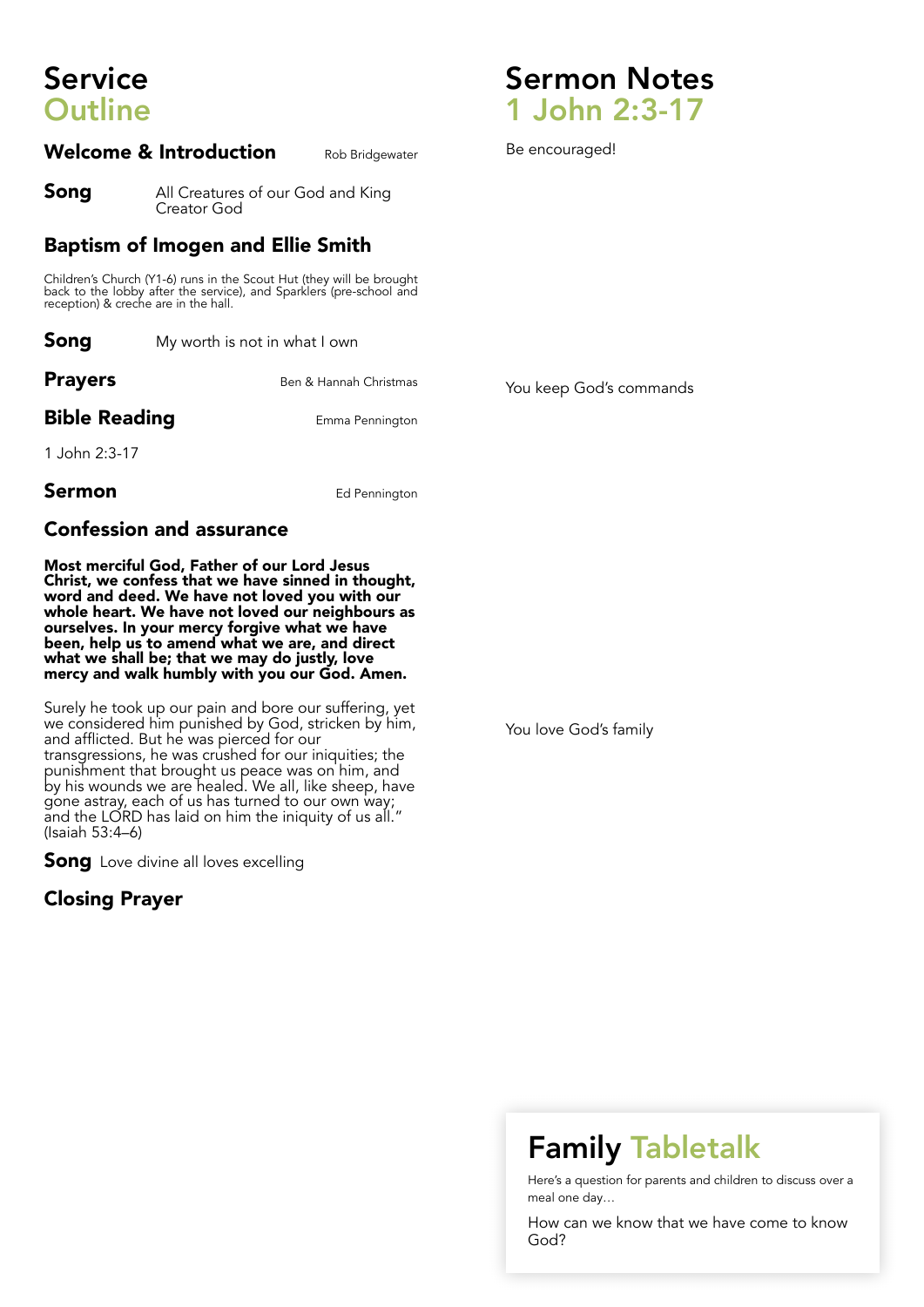# Service Outline

## Welcome & Introduction

Rob Bridgewater

**Song**

All Creatures of our God and King
Creator God

## Baptism of Imogen and Ellie Smith

Children's Church (Y1-6) runs in the Scout Hut (they will be brought back to the lobby after the service), and Sparklers (pre-school and reception) & creche are in the hall.

**Song**

My worth is not in what I own

**Prayers**

Ben & Hannah Christmas

**Bible Reading**

Emma Pennington

1 John 2:3-17

**Sermon**

Ed Pennington

## Confession and assurance

**Most merciful God, Father of our Lord Jesus Christ, we confess that we have sinned in thought, word and deed. We have not loved you with our whole heart. We have not loved our neighbours as ourselves. In your mercy forgive what we have been, help us to amend what we are, and direct what we shall be; that we may do justly, love mercy and walk humbly with you our God. Amen.**

Surely he took up our pain and bore our suffering, yet we considered him punished by God, stricken by him, and afflicted. But he was pierced for our transgressions, he was crushed for our iniquities; the punishment that brought us peace was on him, and by his wounds we are healed. We all, like sheep, have gone astray, each of us has turned to our own way; and the LORD has laid on him the iniquity of us all." (Isaiah 53:4–6)

**Song** Love divine all loves excelling

## Closing Prayer

# Sermon Notes
## 1 John 2:3-17

Be encouraged!

You keep God's commands

You love God's family

## Family Tabletalk

Here's a question for parents and children to discuss over a meal one day…

How can we know that we have come to know God?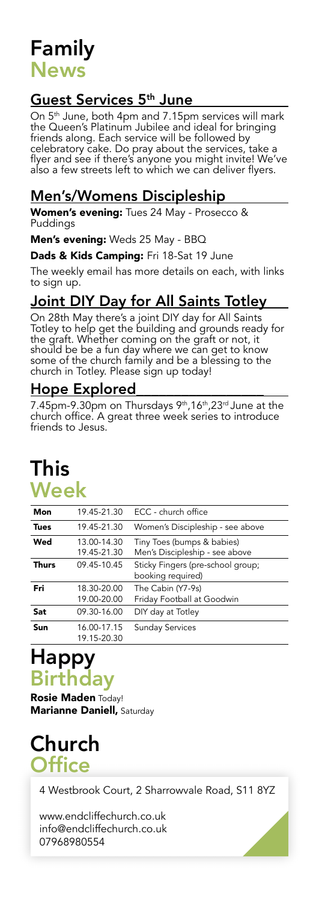# Family News

## Guest Services 5th June

On 5th June, both 4pm and 7.15pm services will mark the Queen's Platinum Jubilee and ideal for bringing friends along. Each service will be followed by celebratory cake. Do pray about the services, take a flyer and see if there's anyone you might invite! We've also a few streets left to which we can deliver flyers.

## Men's/Womens Discipleship

**Women's evening:** Tues 24 May - Prosecco & Puddings

**Men's evening:** Weds 25 May - BBQ

**Dads & Kids Camping:** Fri 18-Sat 19 June

The weekly email has more details on each, with links to sign up.

## Joint DIY Day for All Saints Totley

On 28th May there's a joint DIY day for All Saints Totley to help get the building and grounds ready for the graft. Whether coming on the graft or not, it should be be a fun day where we can get to know some of the church family and be a blessing to the church in Totley. Please sign up today!

## Hope Explored

7.45pm-9.30pm on Thursdays 9th,16th,23rd June at the church office. A great three week series to introduce friends to Jesus.

# This Week

| | | |
|---|---|---|
| **Mon** | 19.45-21.30 | ECC - church office |
| **Tues** | 19.45-21.30 | Women's Discipleship - see above |
| **Wed** | 13.00-14.30<br>19.45-21.30 | Tiny Toes (bumps & babies)<br>Men's Discipleship - see above |
| **Thurs** | 09.45-10.45 | Sticky Fingers (pre-school group; booking required) |
| **Fri** | 18.30-20.00<br>19.00-20.00 | The Cabin (Y7-9s)<br>Friday Football at Goodwin |
| **Sat** | 09.30-16.00 | DIY day at Totley |
| **Sun** | 16.00-17.15<br>19.15-20.30 | Sunday Services |

# Happy Birthday

**Rosie Maden** Today!
**Marianne Daniell,** Saturday

# Church Office

4 Westbrook Court, 2 Sharrowvale Road, S11 8YZ

www.endcliffechurch.co.uk
info@endcliffechurch.co.uk
07968980554